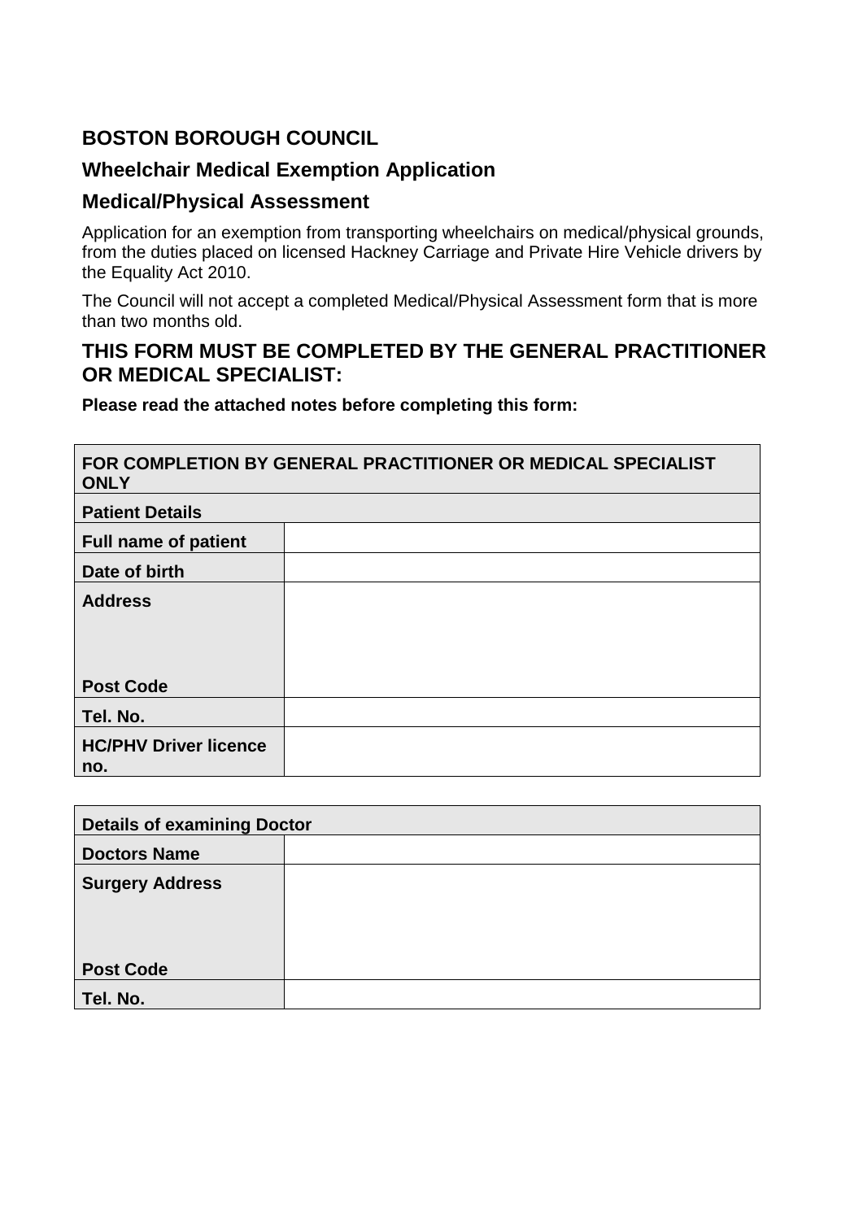## BOSTON BOROUGH COUNCIL

### Wheelchair Medical Exemption Application

### Medical/Physical Assessment

Application for an exemption from transporting wheelchairs on medical/physical grounds, from the duties placed on licensed Hackney Carriage and Private Hire Vehicle drivers by the Equality Act 2010.

The Council will not accept a completed Medical/Physical Assessment form that is more than two months old.

### THIS FORM MUST BE COMPLETED BY THE GENERAL PRACTITIONER OR MEDICAL SPECIALIST:

**Please read the attached notes before completing this form:**

| FOR COMPLETION BY GENERAL PRACTITIONER OR MEDICAL SPECIALIST ONLY | |
|---|---|
| **Patient Details** | |
| **Full name of patient** | |
| **Date of birth** | |
| **Address**<br><br><br>**Post Code** | |
| **Tel. No.** | |
| **HC/PHV Driver licence no.** | |

| Details of examining Doctor | |
|---|---|
| **Doctors Name** | |
| **Surgery Address**<br><br><br>**Post Code** | |
| **Tel. No.** | |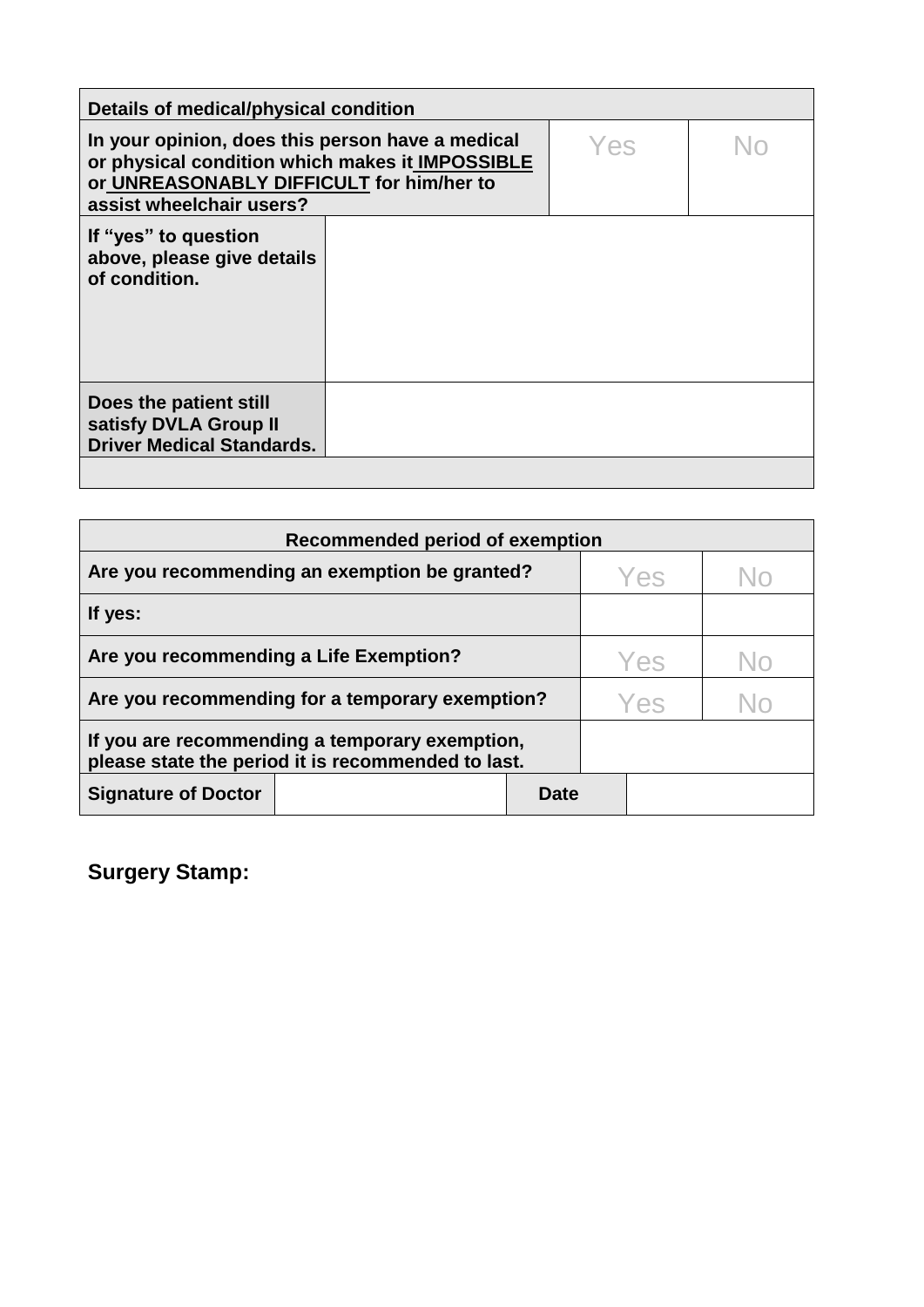| Details of medical/physical condition | | | |
|---|---|---|---|
| In your opinion, does this person have a medical or physical condition which makes it **IMPOSSIBLE** or **UNREASONABLY DIFFICULT** for him/her to assist wheelchair users? | | Yes | No |
| If "yes" to question above, please give details of condition. | | | |
| Does the patient still satisfy DVLA Group II Driver Medical Standards. | | | |
| | | | |

| Recommended period of exemption | | | |
|---|---|---|---|
| Are you recommending an exemption be granted? | | Yes | No |
| If yes: | | | |
| Are you recommending a Life Exemption? | | Yes | No |
| Are you recommending for a temporary exemption? | | Yes | No |
| If you are recommending a temporary exemption, please state the period it is recommended to last. | | | |
| Signature of Doctor | | Date | |

**Surgery Stamp:**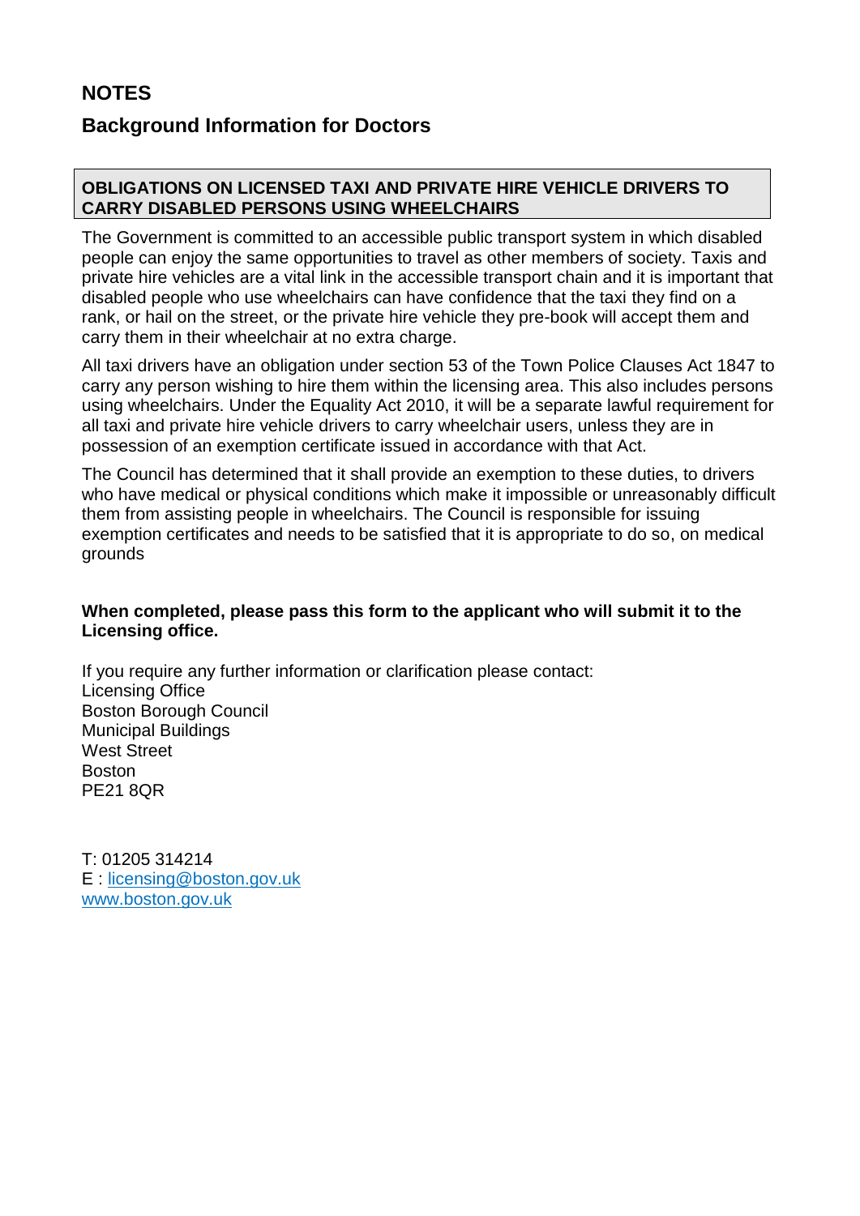# NOTES

## Background Information for Doctors

**OBLIGATIONS ON LICENSED TAXI AND PRIVATE HIRE VEHICLE DRIVERS TO CARRY DISABLED PERSONS USING WHEELCHAIRS**

The Government is committed to an accessible public transport system in which disabled people can enjoy the same opportunities to travel as other members of society. Taxis and private hire vehicles are a vital link in the accessible transport chain and it is important that disabled people who use wheelchairs can have confidence that the taxi they find on a rank, or hail on the street, or the private hire vehicle they pre-book will accept them and carry them in their wheelchair at no extra charge.

All taxi drivers have an obligation under section 53 of the Town Police Clauses Act 1847 to carry any person wishing to hire them within the licensing area. This also includes persons using wheelchairs. Under the Equality Act 2010, it will be a separate lawful requirement for all taxi and private hire vehicle drivers to carry wheelchair users, unless they are in possession of an exemption certificate issued in accordance with that Act.

The Council has determined that it shall provide an exemption to these duties, to drivers who have medical or physical conditions which make it impossible or unreasonably difficult them from assisting people in wheelchairs. The Council is responsible for issuing exemption certificates and needs to be satisfied that it is appropriate to do so, on medical grounds

**When completed, please pass this form to the applicant who will submit it to the Licensing office.**

If you require any further information or clarification please contact:
Licensing Office
Boston Borough Council
Municipal Buildings
West Street
Boston
PE21 8QR

T: 01205 314214
E : licensing@boston.gov.uk
www.boston.gov.uk